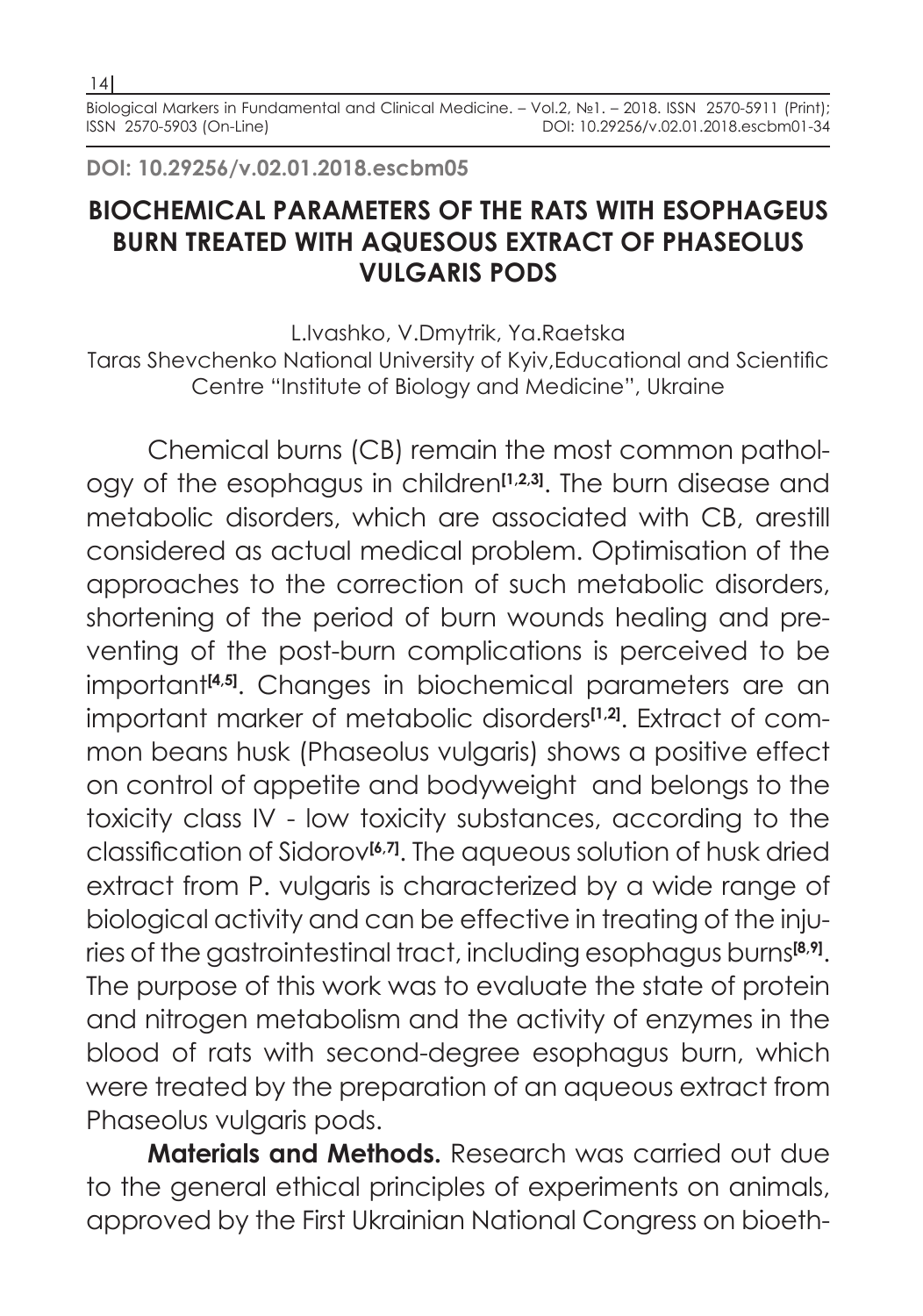**DOI: 10.29256/v.02.01.2018.escbm05**

# BIOCHEMICAL PARAMETERS OF THE RATS WITH ESOPHAGEUS BURN TREATED WITH AQUESOUS EXTRACT OF PHASEOLUS VULGARIS PODS

L.Ivashko, V.Dmytrik, Ya.Raetska
Taras Shevchenko National University of Kyiv,Educational and Scientific Centre "Institute of Biology and Medicine", Ukraine

Chemical burns (CB) remain the most common pathology of the esophagus in children[1,2,3]. The burn disease and metabolic disorders, which are associated with CB, arestill considered as actual medical problem. Optimisation of the approaches to the correction of such metabolic disorders, shortening of the period of burn wounds healing and preventing of the post-burn complications is perceived to be important[4,5]. Changes in biochemical parameters are an important marker of metabolic disorders[1,2]. Extract of common beans husk (Phaseolus vulgaris) shows a positive effect on control of appetite and bodyweight and belongs to the toxicity class IV - low toxicity substances, according to the classification of Sidorov[6,7]. The aqueous solution of husk dried extract from P. vulgaris is characterized by a wide range of biological activity and can be effective in treating of the injuries of the gastrointestinal tract, including esophagus burns[8,9]. The purpose of this work was to evaluate the state of protein and nitrogen metabolism and the activity of enzymes in the blood of rats with second-degree esophagus burn, which were treated by the preparation of an aqueous extract from Phaseolus vulgaris pods.

**Materials and Methods.** Research was carried out due to the general ethical principles of experiments on animals, approved by the First Ukrainian National Congress on bioeth-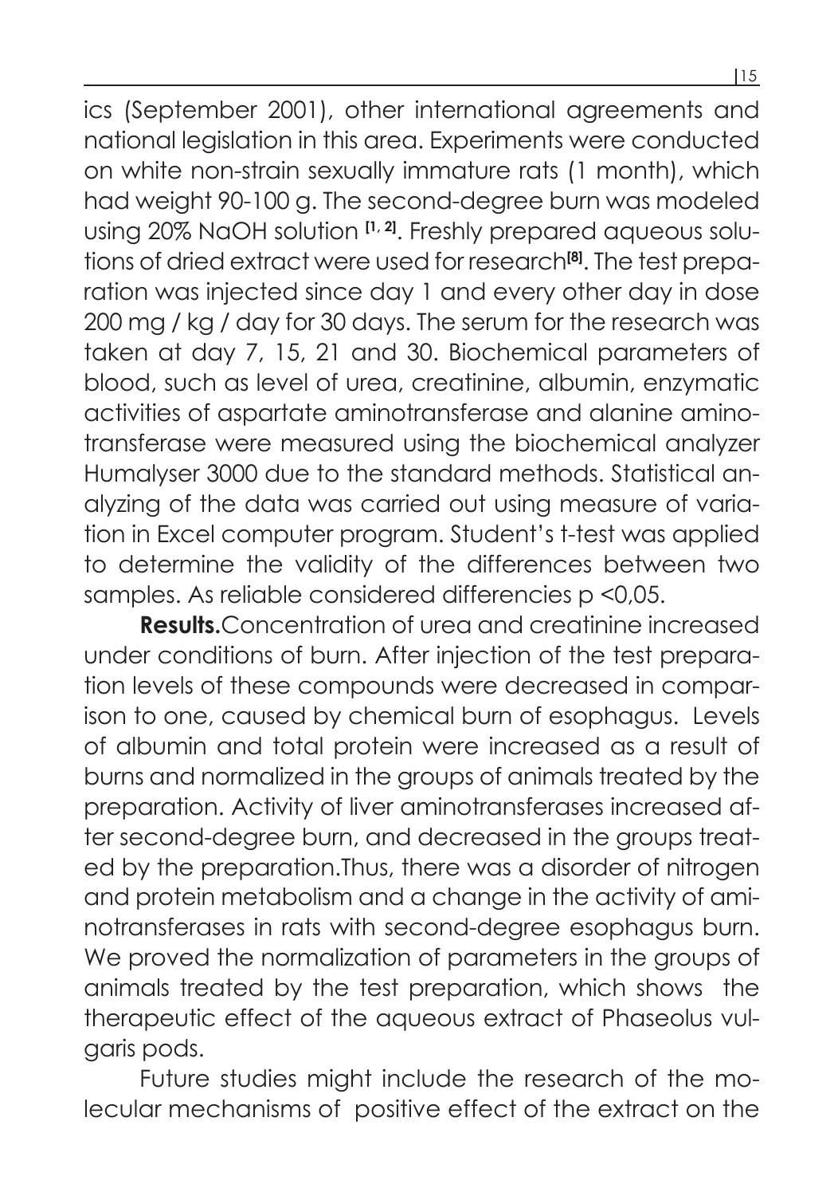ics (September 2001), other international agreements and national legislation in this area. Experiments were conducted on white non-strain sexually immature rats (1 month), which had weight 90-100 g. The second-degree burn was modeled using 20% NaOH solution [1, 2]. Freshly prepared aqueous solutions of dried extract were used for research[8]. The test preparation was injected since day 1 and every other day in dose 200 mg / kg / day for 30 days. The serum for the research was taken at day 7, 15, 21 and 30. Biochemical parameters of blood, such as level of urea, creatinine, albumin, enzymatic activities of aspartate aminotransferase and alanine aminotransferase were measured using the biochemical analyzer Humalyser 3000 due to the standard methods. Statistical analyzing of the data was carried out using measure of variation in Excel computer program. Student's t-test was applied to determine the validity of the differences between two samples. As reliable considered differencies p <0,05.

**Results.**Concentration of urea and creatinine increased under conditions of burn. After injection of the test preparation levels of these compounds were decreased in comparison to one, caused by chemical burn of esophagus. Levels of albumin and total protein were increased as a result of burns and normalized in the groups of animals treated by the preparation. Activity of liver aminotransferases increased after second-degree burn, and decreased in the groups treated by the preparation.Thus, there was a disorder of nitrogen and protein metabolism and a change in the activity of aminotransferases in rats with second-degree esophagus burn. We proved the normalization of parameters in the groups of animals treated by the test preparation, which shows the therapeutic effect of the aqueous extract of Phaseolus vulgaris pods.

Future studies might include the research of the molecular mechanisms of positive effect of the extract on the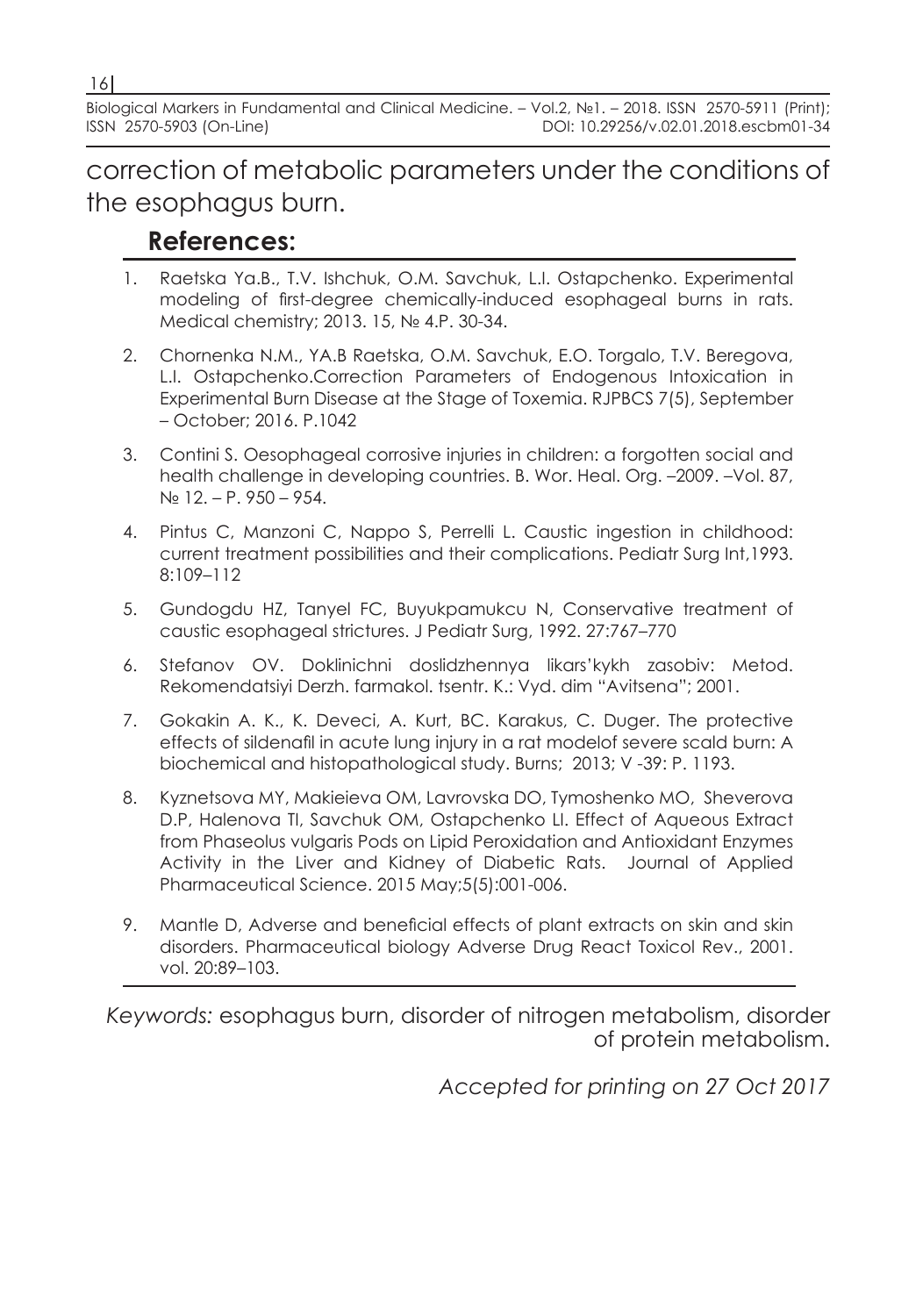correction of metabolic parameters under the conditions of the esophagus burn.

## References:

1. Raetska Ya.B., T.V. Ishchuk, O.M. Savchuk, L.I. Ostapchenko. Experimental modeling of first-degree chemically-induced esophageal burns in rats. Medical chemistry; 2013. 15, № 4.P. 30-34.
2. Chornenka N.M., YA.B Raetska, O.M. Savchuk, E.O. Torgalo, T.V. Beregova, L.I. Ostapchenko.Correction Parameters of Endogenous Intoxication in Experimental Burn Disease at the Stage of Toxemia. RJPBCS 7(5), September – October; 2016. P.1042
3. Contini S. Oesophageal corrosive injuries in children: a forgotten social and health challenge in developing countries. B. Wor. Heal. Org. –2009. –Vol. 87, № 12. – P. 950 – 954.
4. Pintus C, Manzoni C, Nappo S, Perrelli L. Caustic ingestion in childhood: current treatment possibilities and their complications. Pediatr Surg Int,1993. 8:109–112
5. Gundogdu HZ, Tanyel FC, Buyukpamukcu N, Conservative treatment of caustic esophageal strictures. J Pediatr Surg, 1992. 27:767–770
6. Stefanov OV. Doklinichni doslidzhennya likars'kykh zasobiv: Metod. Rekomendatsiyi Derzh. farmakol. tsentr. K.: Vyd. dim "Avitsena"; 2001.
7. Gokakin A. K., K. Deveci, A. Kurt, BC. Karakus, C. Duger. The protective effects of sildenafil in acute lung injury in a rat modelof severe scald burn: A biochemical and histopathological study. Burns; 2013; V -39: P. 1193.
8. Kyznetsova MY, Makieieva OM, Lavrovska DO, Tymoshenko MO, Sheverova D.P, Halenova TI, Savchuk OM, Ostapchenko LI. Effect of Aqueous Extract from Phaseolus vulgaris Pods on Lipid Peroxidation and Antioxidant Enzymes Activity in the Liver and Kidney of Diabetic Rats. Journal of Applied Pharmaceutical Science. 2015 May;5(5):001-006.
9. Mantle D, Adverse and beneficial effects of plant extracts on skin and skin disorders. Pharmaceutical biology Adverse Drug React Toxicol Rev., 2001. vol. 20:89–103.

*Keywords:* esophagus burn, disorder of nitrogen metabolism, disorder of protein metabolism.

*Accepted for printing on 27 Oct 2017*